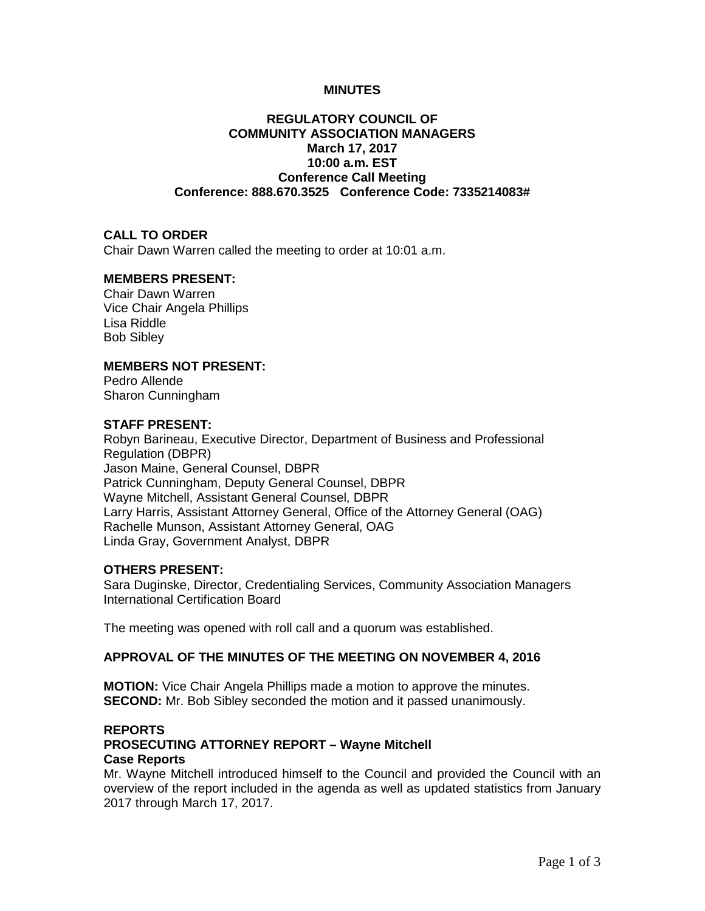# MINUTES

## REGULATORY COUNCIL OF COMMUNITY ASSOCIATION MANAGERS

**March 17, 2017**
**10:00 a.m. EST**
**Conference Call Meeting**
**Conference: 888.670.3525 Conference Code: 7335214083#**

### CALL TO ORDER

Chair Dawn Warren called the meeting to order at 10:01 a.m.

### MEMBERS PRESENT:

Chair Dawn Warren
Vice Chair Angela Phillips
Lisa Riddle
Bob Sibley

### MEMBERS NOT PRESENT:

Pedro Allende
Sharon Cunningham

### STAFF PRESENT:

Robyn Barineau, Executive Director, Department of Business and Professional Regulation (DBPR)
Jason Maine, General Counsel, DBPR
Patrick Cunningham, Deputy General Counsel, DBPR
Wayne Mitchell, Assistant General Counsel, DBPR
Larry Harris, Assistant Attorney General, Office of the Attorney General (OAG)
Rachelle Munson, Assistant Attorney General, OAG
Linda Gray, Government Analyst, DBPR

### OTHERS PRESENT:

Sara Duginske, Director, Credentialing Services, Community Association Managers International Certification Board

The meeting was opened with roll call and a quorum was established.

### APPROVAL OF THE MINUTES OF THE MEETING ON NOVEMBER 4, 2016

**MOTION:** Vice Chair Angela Phillips made a motion to approve the minutes.
**SECOND:** Mr. Bob Sibley seconded the motion and it passed unanimously.

### REPORTS

#### PROSECUTING ATTORNEY REPORT – Wayne Mitchell

**Case Reports**

Mr. Wayne Mitchell introduced himself to the Council and provided the Council with an overview of the report included in the agenda as well as updated statistics from January 2017 through March 17, 2017.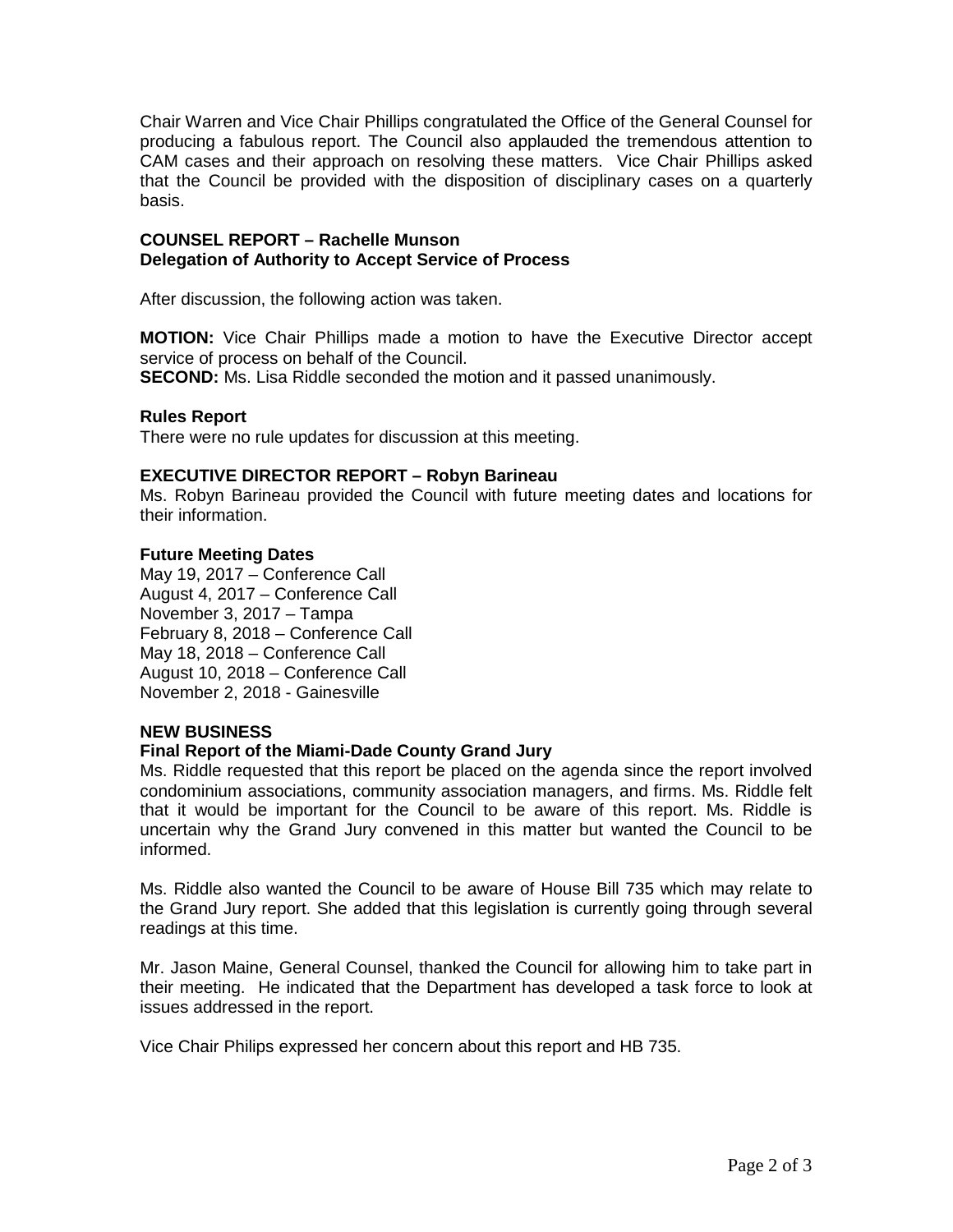Chair Warren and Vice Chair Phillips congratulated the Office of the General Counsel for producing a fabulous report. The Council also applauded the tremendous attention to CAM cases and their approach on resolving these matters. Vice Chair Phillips asked that the Council be provided with the disposition of disciplinary cases on a quarterly basis.

**COUNSEL REPORT – Rachelle Munson**
**Delegation of Authority to Accept Service of Process**

After discussion, the following action was taken.

**MOTION:** Vice Chair Phillips made a motion to have the Executive Director accept service of process on behalf of the Council.
**SECOND:** Ms. Lisa Riddle seconded the motion and it passed unanimously.

**Rules Report**
There were no rule updates for discussion at this meeting.

**EXECUTIVE DIRECTOR REPORT – Robyn Barineau**
Ms. Robyn Barineau provided the Council with future meeting dates and locations for their information.

**Future Meeting Dates**
May 19, 2017 – Conference Call
August 4, 2017 – Conference Call
November 3, 2017 – Tampa
February 8, 2018 – Conference Call
May 18, 2018 – Conference Call
August 10, 2018 – Conference Call
November 2, 2018 - Gainesville

**NEW BUSINESS**
**Final Report of the Miami-Dade County Grand Jury**
Ms. Riddle requested that this report be placed on the agenda since the report involved condominium associations, community association managers, and firms. Ms. Riddle felt that it would be important for the Council to be aware of this report. Ms. Riddle is uncertain why the Grand Jury convened in this matter but wanted the Council to be informed.

Ms. Riddle also wanted the Council to be aware of House Bill 735 which may relate to the Grand Jury report. She added that this legislation is currently going through several readings at this time.

Mr. Jason Maine, General Counsel, thanked the Council for allowing him to take part in their meeting. He indicated that the Department has developed a task force to look at issues addressed in the report.

Vice Chair Philips expressed her concern about this report and HB 735.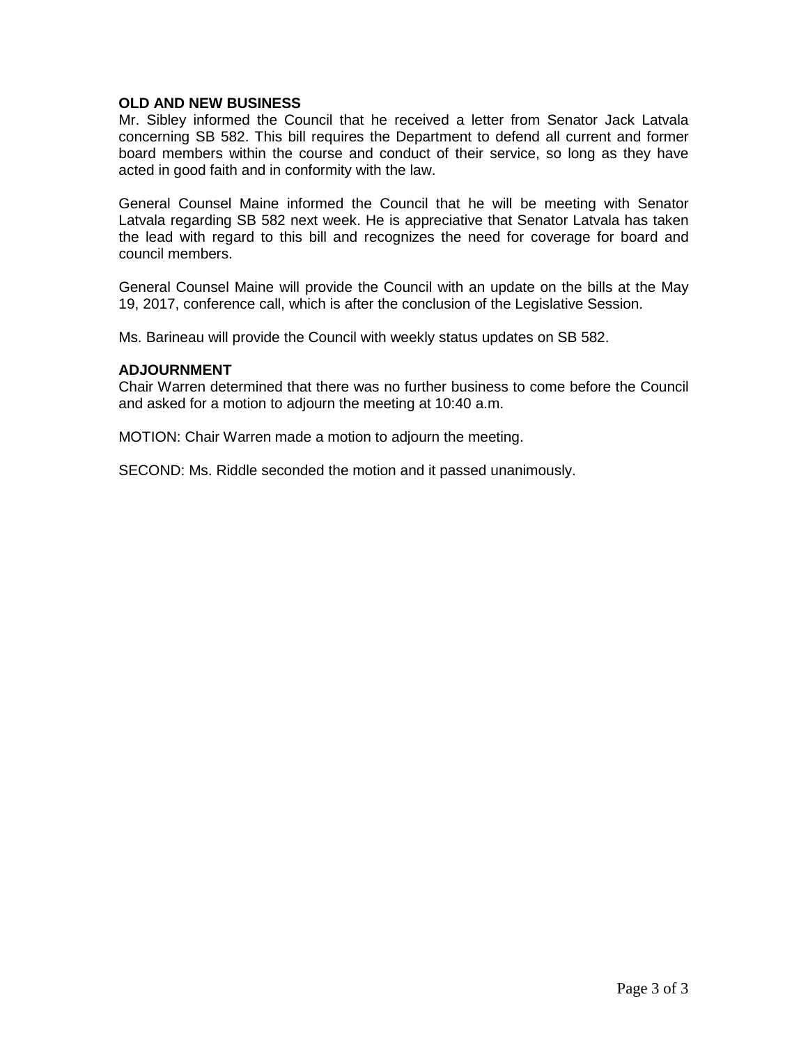**OLD AND NEW BUSINESS**

Mr. Sibley informed the Council that he received a letter from Senator Jack Latvala concerning SB 582. This bill requires the Department to defend all current and former board members within the course and conduct of their service, so long as they have acted in good faith and in conformity with the law.

General Counsel Maine informed the Council that he will be meeting with Senator Latvala regarding SB 582 next week. He is appreciative that Senator Latvala has taken the lead with regard to this bill and recognizes the need for coverage for board and council members.

General Counsel Maine will provide the Council with an update on the bills at the May 19, 2017, conference call, which is after the conclusion of the Legislative Session.

Ms. Barineau will provide the Council with weekly status updates on SB 582.

**ADJOURNMENT**

Chair Warren determined that there was no further business to come before the Council and asked for a motion to adjourn the meeting at 10:40 a.m.

MOTION: Chair Warren made a motion to adjourn the meeting.

SECOND: Ms. Riddle seconded the motion and it passed unanimously.